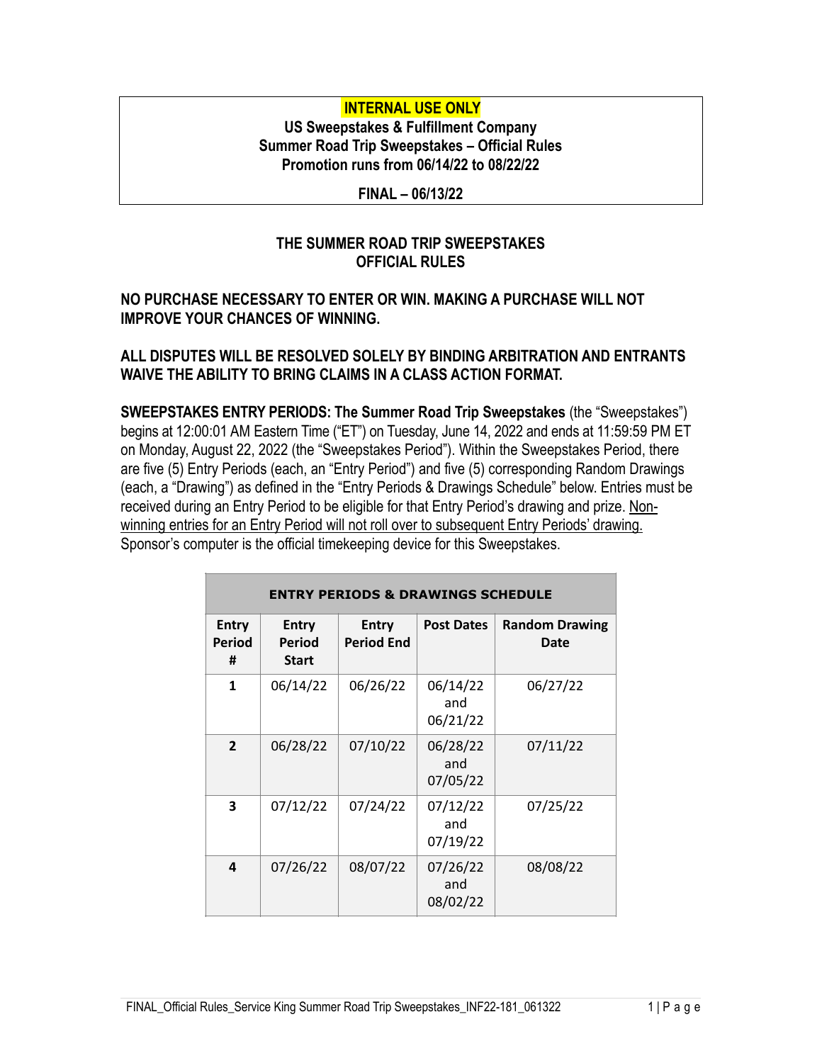**INTERNAL USE ONLY**
**US Sweepstakes & Fulfillment Company**
**Summer Road Trip Sweepstakes – Official Rules**
**Promotion runs from 06/14/22 to 08/22/22**

**FINAL – 06/13/22**

# THE SUMMER ROAD TRIP SWEEPSTAKES OFFICIAL RULES

**NO PURCHASE NECESSARY TO ENTER OR WIN. MAKING A PURCHASE WILL NOT IMPROVE YOUR CHANCES OF WINNING.**

**ALL DISPUTES WILL BE RESOLVED SOLELY BY BINDING ARBITRATION AND ENTRANTS WAIVE THE ABILITY TO BRING CLAIMS IN A CLASS ACTION FORMAT.**

**SWEEPSTAKES ENTRY PERIODS: The Summer Road Trip Sweepstakes** (the "Sweepstakes") begins at 12:00:01 AM Eastern Time ("ET") on Tuesday, June 14, 2022 and ends at 11:59:59 PM ET on Monday, August 22, 2022 (the "Sweepstakes Period"). Within the Sweepstakes Period, there are five (5) Entry Periods (each, an "Entry Period") and five (5) corresponding Random Drawings (each, a "Drawing") as defined in the "Entry Periods & Drawings Schedule" below. Entries must be received during an Entry Period to be eligible for that Entry Period's drawing and prize. Non-winning entries for an Entry Period will not roll over to subsequent Entry Periods' drawing. Sponsor's computer is the official timekeeping device for this Sweepstakes.

| ENTRY PERIODS & DRAWINGS SCHEDULE | | | | |
|---|---|---|---|---|
| **Entry Period #** | **Entry Period Start** | **Entry Period End** | **Post Dates** | **Random Drawing Date** |
| **1** | 06/14/22 | 06/26/22 | 06/14/22 and 06/21/22 | 06/27/22 |
| **2** | 06/28/22 | 07/10/22 | 06/28/22 and 07/05/22 | 07/11/22 |
| **3** | 07/12/22 | 07/24/22 | 07/12/22 and 07/19/22 | 07/25/22 |
| **4** | 07/26/22 | 08/07/22 | 07/26/22 and 08/02/22 | 08/08/22 |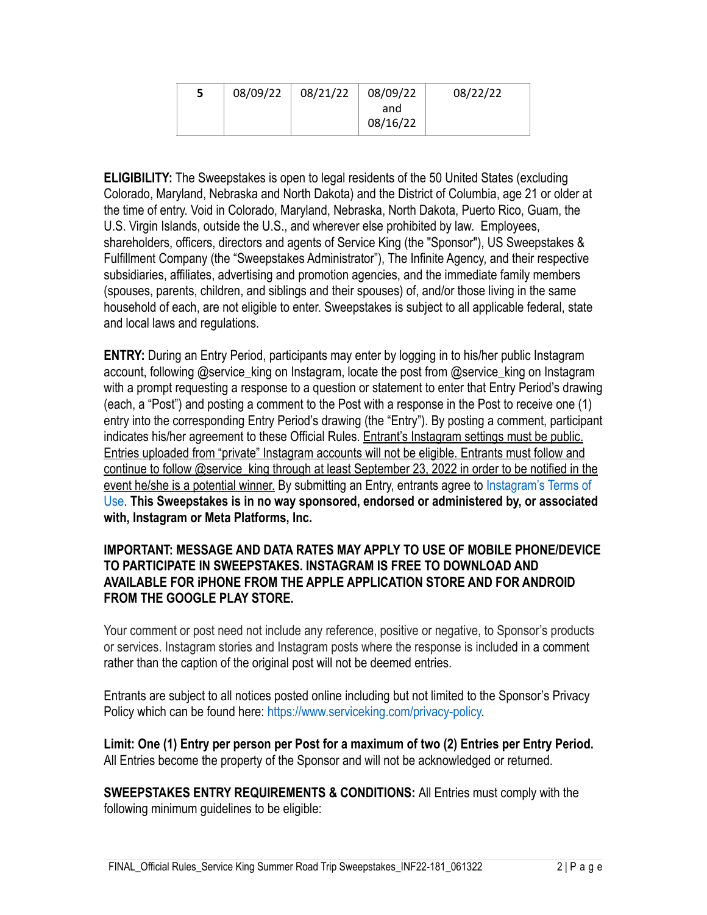| 5 | 08/09/22 | 08/21/22 | 08/09/22 and 08/16/22 | 08/22/22 |
|---|---|---|---|---|

**ELIGIBILITY:** The Sweepstakes is open to legal residents of the 50 United States (excluding Colorado, Maryland, Nebraska and North Dakota) and the District of Columbia, age 21 or older at the time of entry. Void in Colorado, Maryland, Nebraska, North Dakota, Puerto Rico, Guam, the U.S. Virgin Islands, outside the U.S., and wherever else prohibited by law. Employees, shareholders, officers, directors and agents of Service King (the "Sponsor"), US Sweepstakes & Fulfillment Company (the "Sweepstakes Administrator"), The Infinite Agency, and their respective subsidiaries, affiliates, advertising and promotion agencies, and the immediate family members (spouses, parents, children, and siblings and their spouses) of, and/or those living in the same household of each, are not eligible to enter. Sweepstakes is subject to all applicable federal, state and local laws and regulations.

**ENTRY:** During an Entry Period, participants may enter by logging in to his/her public Instagram account, following @service_king on Instagram, locate the post from @service_king on Instagram with a prompt requesting a response to a question or statement to enter that Entry Period's drawing (each, a "Post") and posting a comment to the Post with a response in the Post to receive one (1) entry into the corresponding Entry Period's drawing (the "Entry"). By posting a comment, participant indicates his/her agreement to these Official Rules. Entrant's Instagram settings must be public. Entries uploaded from "private" Instagram accounts will not be eligible. Entrants must follow and continue to follow @service_king through at least September 23, 2022 in order to be notified in the event he/she is a potential winner. By submitting an Entry, entrants agree to Instagram's Terms of Use. **This Sweepstakes is in no way sponsored, endorsed or administered by, or associated with, Instagram or Meta Platforms, Inc.**

**IMPORTANT: MESSAGE AND DATA RATES MAY APPLY TO USE OF MOBILE PHONE/DEVICE TO PARTICIPATE IN SWEEPSTAKES. INSTAGRAM IS FREE TO DOWNLOAD AND AVAILABLE FOR iPHONE FROM THE APPLE APPLICATION STORE AND FOR ANDROID FROM THE GOOGLE PLAY STORE.**

Your comment or post need not include any reference, positive or negative, to Sponsor's products or services. Instagram stories and Instagram posts where the response is included in a comment rather than the caption of the original post will not be deemed entries.

Entrants are subject to all notices posted online including but not limited to the Sponsor's Privacy Policy which can be found here: https://www.serviceking.com/privacy-policy.

**Limit: One (1) Entry per person per Post for a maximum of two (2) Entries per Entry Period.** All Entries become the property of the Sponsor and will not be acknowledged or returned.

**SWEEPSTAKES ENTRY REQUIREMENTS & CONDITIONS:** All Entries must comply with the following minimum guidelines to be eligible: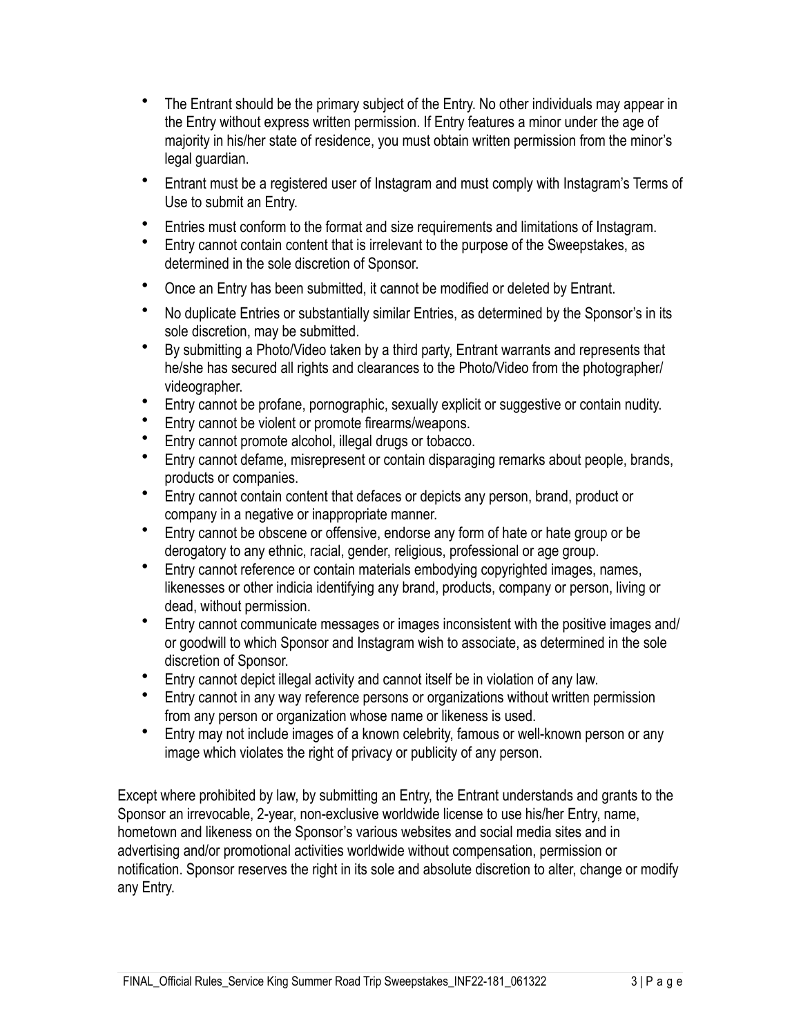- The Entrant should be the primary subject of the Entry. No other individuals may appear in the Entry without express written permission. If Entry features a minor under the age of majority in his/her state of residence, you must obtain written permission from the minor's legal guardian.
- Entrant must be a registered user of Instagram and must comply with Instagram's Terms of Use to submit an Entry.
- Entries must conform to the format and size requirements and limitations of Instagram.
- Entry cannot contain content that is irrelevant to the purpose of the Sweepstakes, as determined in the sole discretion of Sponsor.
- Once an Entry has been submitted, it cannot be modified or deleted by Entrant.
- No duplicate Entries or substantially similar Entries, as determined by the Sponsor's in its sole discretion, may be submitted.
- By submitting a Photo/Video taken by a third party, Entrant warrants and represents that he/she has secured all rights and clearances to the Photo/Video from the photographer/ videographer.
- Entry cannot be profane, pornographic, sexually explicit or suggestive or contain nudity.
- Entry cannot be violent or promote firearms/weapons.
- Entry cannot promote alcohol, illegal drugs or tobacco.
- Entry cannot defame, misrepresent or contain disparaging remarks about people, brands, products or companies.
- Entry cannot contain content that defaces or depicts any person, brand, product or company in a negative or inappropriate manner.
- Entry cannot be obscene or offensive, endorse any form of hate or hate group or be derogatory to any ethnic, racial, gender, religious, professional or age group.
- Entry cannot reference or contain materials embodying copyrighted images, names, likenesses or other indicia identifying any brand, products, company or person, living or dead, without permission.
- Entry cannot communicate messages or images inconsistent with the positive images and/ or goodwill to which Sponsor and Instagram wish to associate, as determined in the sole discretion of Sponsor.
- Entry cannot depict illegal activity and cannot itself be in violation of any law.
- Entry cannot in any way reference persons or organizations without written permission from any person or organization whose name or likeness is used.
- Entry may not include images of a known celebrity, famous or well-known person or any image which violates the right of privacy or publicity of any person.

Except where prohibited by law, by submitting an Entry, the Entrant understands and grants to the Sponsor an irrevocable, 2-year, non-exclusive worldwide license to use his/her Entry, name, hometown and likeness on the Sponsor's various websites and social media sites and in advertising and/or promotional activities worldwide without compensation, permission or notification. Sponsor reserves the right in its sole and absolute discretion to alter, change or modify any Entry.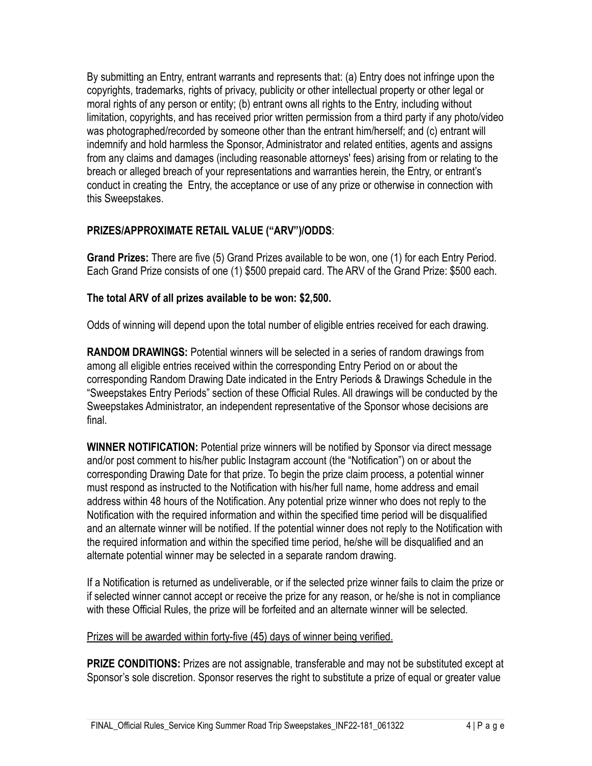By submitting an Entry, entrant warrants and represents that: (a) Entry does not infringe upon the copyrights, trademarks, rights of privacy, publicity or other intellectual property or other legal or moral rights of any person or entity; (b) entrant owns all rights to the Entry, including without limitation, copyrights, and has received prior written permission from a third party if any photo/video was photographed/recorded by someone other than the entrant him/herself; and (c) entrant will indemnify and hold harmless the Sponsor, Administrator and related entities, agents and assigns from any claims and damages (including reasonable attorneys' fees) arising from or relating to the breach or alleged breach of your representations and warranties herein, the Entry, or entrant's conduct in creating the Entry, the acceptance or use of any prize or otherwise in connection with this Sweepstakes.

**PRIZES/APPROXIMATE RETAIL VALUE ("ARV")/ODDS**:

**Grand Prizes:** There are five (5) Grand Prizes available to be won, one (1) for each Entry Period. Each Grand Prize consists of one (1) $500 prepaid card. The ARV of the Grand Prize: $500 each.

**The total ARV of all prizes available to be won: $2,500.**

Odds of winning will depend upon the total number of eligible entries received for each drawing.

**RANDOM DRAWINGS:** Potential winners will be selected in a series of random drawings from among all eligible entries received within the corresponding Entry Period on or about the corresponding Random Drawing Date indicated in the Entry Periods & Drawings Schedule in the "Sweepstakes Entry Periods" section of these Official Rules. All drawings will be conducted by the Sweepstakes Administrator, an independent representative of the Sponsor whose decisions are final.

**WINNER NOTIFICATION:** Potential prize winners will be notified by Sponsor via direct message and/or post comment to his/her public Instagram account (the "Notification") on or about the corresponding Drawing Date for that prize. To begin the prize claim process, a potential winner must respond as instructed to the Notification with his/her full name, home address and email address within 48 hours of the Notification. Any potential prize winner who does not reply to the Notification with the required information and within the specified time period will be disqualified and an alternate winner will be notified. If the potential winner does not reply to the Notification with the required information and within the specified time period, he/she will be disqualified and an alternate potential winner may be selected in a separate random drawing.

If a Notification is returned as undeliverable, or if the selected prize winner fails to claim the prize or if selected winner cannot accept or receive the prize for any reason, or he/she is not in compliance with these Official Rules, the prize will be forfeited and an alternate winner will be selected.

Prizes will be awarded within forty-five (45) days of winner being verified.

**PRIZE CONDITIONS:** Prizes are not assignable, transferable and may not be substituted except at Sponsor's sole discretion. Sponsor reserves the right to substitute a prize of equal or greater value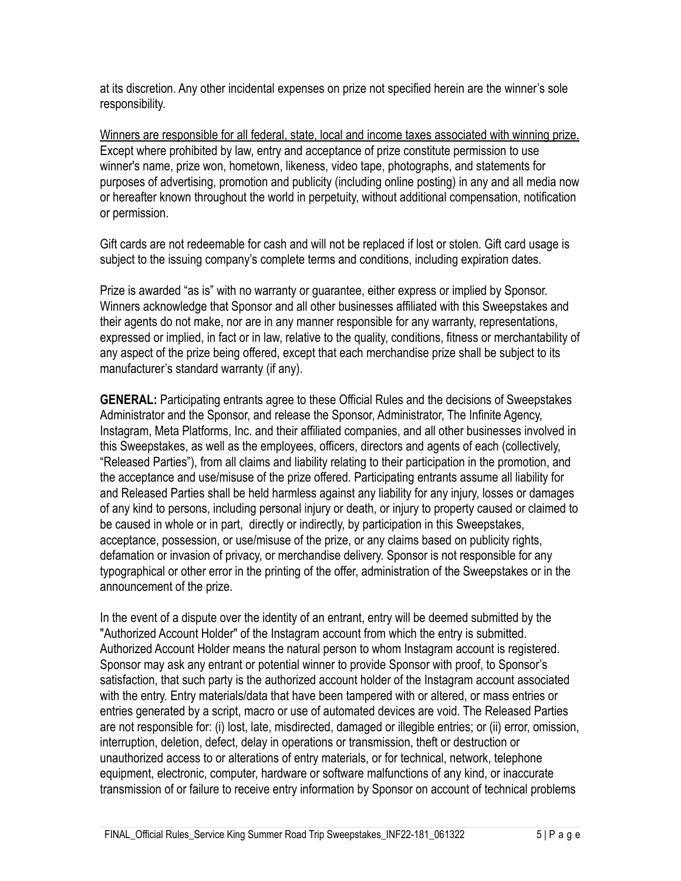at its discretion. Any other incidental expenses on prize not specified herein are the winner's sole responsibility.

<u>Winners are responsible for all federal, state, local and income taxes associated with winning prize.</u> Except where prohibited by law, entry and acceptance of prize constitute permission to use winner's name, prize won, hometown, likeness, video tape, photographs, and statements for purposes of advertising, promotion and publicity (including online posting) in any and all media now or hereafter known throughout the world in perpetuity, without additional compensation, notification or permission.

Gift cards are not redeemable for cash and will not be replaced if lost or stolen. Gift card usage is subject to the issuing company's complete terms and conditions, including expiration dates.

Prize is awarded "as is" with no warranty or guarantee, either express or implied by Sponsor. Winners acknowledge that Sponsor and all other businesses affiliated with this Sweepstakes and their agents do not make, nor are in any manner responsible for any warranty, representations, expressed or implied, in fact or in law, relative to the quality, conditions, fitness or merchantability of any aspect of the prize being offered, except that each merchandise prize shall be subject to its manufacturer's standard warranty (if any).

**GENERAL:** Participating entrants agree to these Official Rules and the decisions of Sweepstakes Administrator and the Sponsor, and release the Sponsor, Administrator, The Infinite Agency, Instagram, Meta Platforms, Inc. and their affiliated companies, and all other businesses involved in this Sweepstakes, as well as the employees, officers, directors and agents of each (collectively, "Released Parties"), from all claims and liability relating to their participation in the promotion, and the acceptance and use/misuse of the prize offered. Participating entrants assume all liability for and Released Parties shall be held harmless against any liability for any injury, losses or damages of any kind to persons, including personal injury or death, or injury to property caused or claimed to be caused in whole or in part, directly or indirectly, by participation in this Sweepstakes, acceptance, possession, or use/misuse of the prize, or any claims based on publicity rights, defamation or invasion of privacy, or merchandise delivery. Sponsor is not responsible for any typographical or other error in the printing of the offer, administration of the Sweepstakes or in the announcement of the prize.

In the event of a dispute over the identity of an entrant, entry will be deemed submitted by the "Authorized Account Holder" of the Instagram account from which the entry is submitted. Authorized Account Holder means the natural person to whom Instagram account is registered. Sponsor may ask any entrant or potential winner to provide Sponsor with proof, to Sponsor's satisfaction, that such party is the authorized account holder of the Instagram account associated with the entry. Entry materials/data that have been tampered with or altered, or mass entries or entries generated by a script, macro or use of automated devices are void. The Released Parties are not responsible for: (i) lost, late, misdirected, damaged or illegible entries; or (ii) error, omission, interruption, deletion, defect, delay in operations or transmission, theft or destruction or unauthorized access to or alterations of entry materials, or for technical, network, telephone equipment, electronic, computer, hardware or software malfunctions of any kind, or inaccurate transmission of or failure to receive entry information by Sponsor on account of technical problems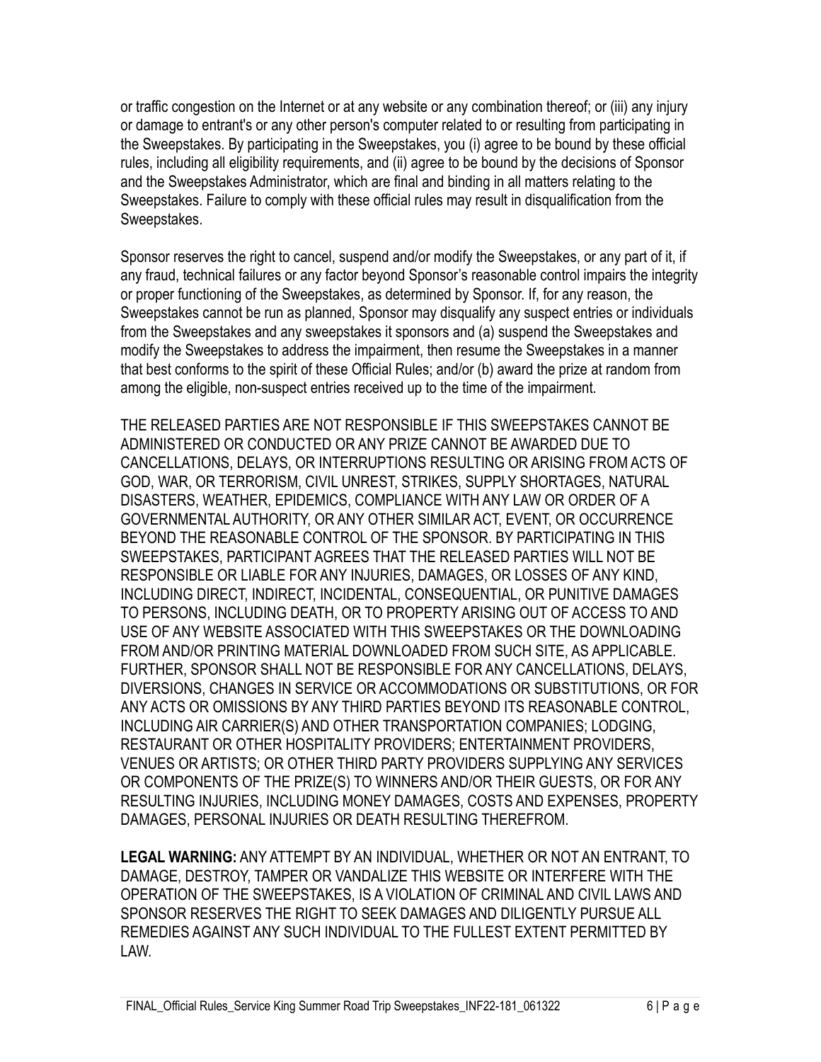or traffic congestion on the Internet or at any website or any combination thereof; or (iii) any injury or damage to entrant's or any other person's computer related to or resulting from participating in the Sweepstakes. By participating in the Sweepstakes, you (i) agree to be bound by these official rules, including all eligibility requirements, and (ii) agree to be bound by the decisions of Sponsor and the Sweepstakes Administrator, which are final and binding in all matters relating to the Sweepstakes. Failure to comply with these official rules may result in disqualification from the Sweepstakes.

Sponsor reserves the right to cancel, suspend and/or modify the Sweepstakes, or any part of it, if any fraud, technical failures or any factor beyond Sponsor's reasonable control impairs the integrity or proper functioning of the Sweepstakes, as determined by Sponsor. If, for any reason, the Sweepstakes cannot be run as planned, Sponsor may disqualify any suspect entries or individuals from the Sweepstakes and any sweepstakes it sponsors and (a) suspend the Sweepstakes and modify the Sweepstakes to address the impairment, then resume the Sweepstakes in a manner that best conforms to the spirit of these Official Rules; and/or (b) award the prize at random from among the eligible, non-suspect entries received up to the time of the impairment.

THE RELEASED PARTIES ARE NOT RESPONSIBLE IF THIS SWEEPSTAKES CANNOT BE ADMINISTERED OR CONDUCTED OR ANY PRIZE CANNOT BE AWARDED DUE TO CANCELLATIONS, DELAYS, OR INTERRUPTIONS RESULTING OR ARISING FROM ACTS OF GOD, WAR, OR TERRORISM, CIVIL UNREST, STRIKES, SUPPLY SHORTAGES, NATURAL DISASTERS, WEATHER, EPIDEMICS, COMPLIANCE WITH ANY LAW OR ORDER OF A GOVERNMENTAL AUTHORITY, OR ANY OTHER SIMILAR ACT, EVENT, OR OCCURRENCE BEYOND THE REASONABLE CONTROL OF THE SPONSOR. BY PARTICIPATING IN THIS SWEEPSTAKES, PARTICIPANT AGREES THAT THE RELEASED PARTIES WILL NOT BE RESPONSIBLE OR LIABLE FOR ANY INJURIES, DAMAGES, OR LOSSES OF ANY KIND, INCLUDING DIRECT, INDIRECT, INCIDENTAL, CONSEQUENTIAL, OR PUNITIVE DAMAGES TO PERSONS, INCLUDING DEATH, OR TO PROPERTY ARISING OUT OF ACCESS TO AND USE OF ANY WEBSITE ASSOCIATED WITH THIS SWEEPSTAKES OR THE DOWNLOADING FROM AND/OR PRINTING MATERIAL DOWNLOADED FROM SUCH SITE, AS APPLICABLE. FURTHER, SPONSOR SHALL NOT BE RESPONSIBLE FOR ANY CANCELLATIONS, DELAYS, DIVERSIONS, CHANGES IN SERVICE OR ACCOMMODATIONS OR SUBSTITUTIONS, OR FOR ANY ACTS OR OMISSIONS BY ANY THIRD PARTIES BEYOND ITS REASONABLE CONTROL, INCLUDING AIR CARRIER(S) AND OTHER TRANSPORTATION COMPANIES; LODGING, RESTAURANT OR OTHER HOSPITALITY PROVIDERS; ENTERTAINMENT PROVIDERS, VENUES OR ARTISTS; OR OTHER THIRD PARTY PROVIDERS SUPPLYING ANY SERVICES OR COMPONENTS OF THE PRIZE(S) TO WINNERS AND/OR THEIR GUESTS, OR FOR ANY RESULTING INJURIES, INCLUDING MONEY DAMAGES, COSTS AND EXPENSES, PROPERTY DAMAGES, PERSONAL INJURIES OR DEATH RESULTING THEREFROM.

**LEGAL WARNING:** ANY ATTEMPT BY AN INDIVIDUAL, WHETHER OR NOT AN ENTRANT, TO DAMAGE, DESTROY, TAMPER OR VANDALIZE THIS WEBSITE OR INTERFERE WITH THE OPERATION OF THE SWEEPSTAKES, IS A VIOLATION OF CRIMINAL AND CIVIL LAWS AND SPONSOR RESERVES THE RIGHT TO SEEK DAMAGES AND DILIGENTLY PURSUE ALL REMEDIES AGAINST ANY SUCH INDIVIDUAL TO THE FULLEST EXTENT PERMITTED BY LAW.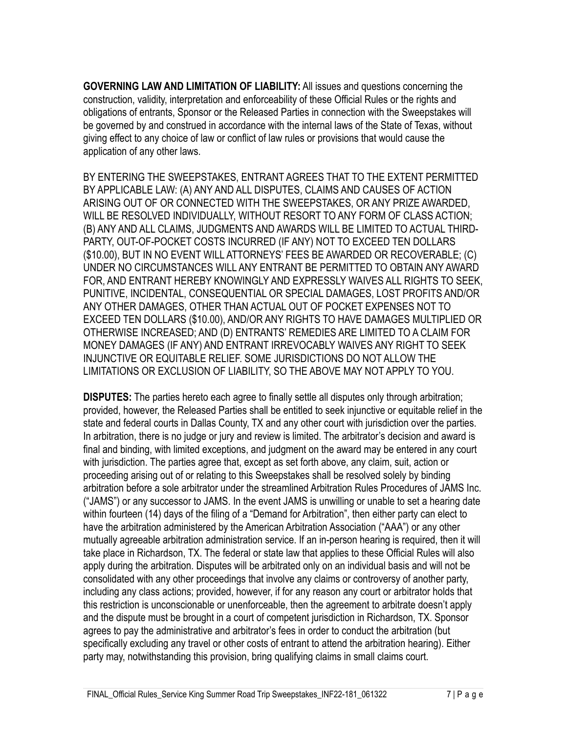**GOVERNING LAW AND LIMITATION OF LIABILITY:** All issues and questions concerning the construction, validity, interpretation and enforceability of these Official Rules or the rights and obligations of entrants, Sponsor or the Released Parties in connection with the Sweepstakes will be governed by and construed in accordance with the internal laws of the State of Texas, without giving effect to any choice of law or conflict of law rules or provisions that would cause the application of any other laws.

BY ENTERING THE SWEEPSTAKES, ENTRANT AGREES THAT TO THE EXTENT PERMITTED BY APPLICABLE LAW: (A) ANY AND ALL DISPUTES, CLAIMS AND CAUSES OF ACTION ARISING OUT OF OR CONNECTED WITH THE SWEEPSTAKES, OR ANY PRIZE AWARDED, WILL BE RESOLVED INDIVIDUALLY, WITHOUT RESORT TO ANY FORM OF CLASS ACTION; (B) ANY AND ALL CLAIMS, JUDGMENTS AND AWARDS WILL BE LIMITED TO ACTUAL THIRD-PARTY, OUT-OF-POCKET COSTS INCURRED (IF ANY) NOT TO EXCEED TEN DOLLARS ($10.00), BUT IN NO EVENT WILL ATTORNEYS' FEES BE AWARDED OR RECOVERABLE; (C) UNDER NO CIRCUMSTANCES WILL ANY ENTRANT BE PERMITTED TO OBTAIN ANY AWARD FOR, AND ENTRANT HEREBY KNOWINGLY AND EXPRESSLY WAIVES ALL RIGHTS TO SEEK, PUNITIVE, INCIDENTAL, CONSEQUENTIAL OR SPECIAL DAMAGES, LOST PROFITS AND/OR ANY OTHER DAMAGES, OTHER THAN ACTUAL OUT OF POCKET EXPENSES NOT TO EXCEED TEN DOLLARS ($10.00), AND/OR ANY RIGHTS TO HAVE DAMAGES MULTIPLIED OR OTHERWISE INCREASED; AND (D) ENTRANTS' REMEDIES ARE LIMITED TO A CLAIM FOR MONEY DAMAGES (IF ANY) AND ENTRANT IRREVOCABLY WAIVES ANY RIGHT TO SEEK INJUNCTIVE OR EQUITABLE RELIEF. SOME JURISDICTIONS DO NOT ALLOW THE LIMITATIONS OR EXCLUSION OF LIABILITY, SO THE ABOVE MAY NOT APPLY TO YOU.

**DISPUTES:** The parties hereto each agree to finally settle all disputes only through arbitration; provided, however, the Released Parties shall be entitled to seek injunctive or equitable relief in the state and federal courts in Dallas County, TX and any other court with jurisdiction over the parties. In arbitration, there is no judge or jury and review is limited. The arbitrator's decision and award is final and binding, with limited exceptions, and judgment on the award may be entered in any court with jurisdiction. The parties agree that, except as set forth above, any claim, suit, action or proceeding arising out of or relating to this Sweepstakes shall be resolved solely by binding arbitration before a sole arbitrator under the streamlined Arbitration Rules Procedures of JAMS Inc. ("JAMS") or any successor to JAMS. In the event JAMS is unwilling or unable to set a hearing date within fourteen (14) days of the filing of a "Demand for Arbitration", then either party can elect to have the arbitration administered by the American Arbitration Association ("AAA") or any other mutually agreeable arbitration administration service. If an in-person hearing is required, then it will take place in Richardson, TX. The federal or state law that applies to these Official Rules will also apply during the arbitration. Disputes will be arbitrated only on an individual basis and will not be consolidated with any other proceedings that involve any claims or controversy of another party, including any class actions; provided, however, if for any reason any court or arbitrator holds that this restriction is unconscionable or unenforceable, then the agreement to arbitrate doesn't apply and the dispute must be brought in a court of competent jurisdiction in Richardson, TX. Sponsor agrees to pay the administrative and arbitrator's fees in order to conduct the arbitration (but specifically excluding any travel or other costs of entrant to attend the arbitration hearing). Either party may, notwithstanding this provision, bring qualifying claims in small claims court.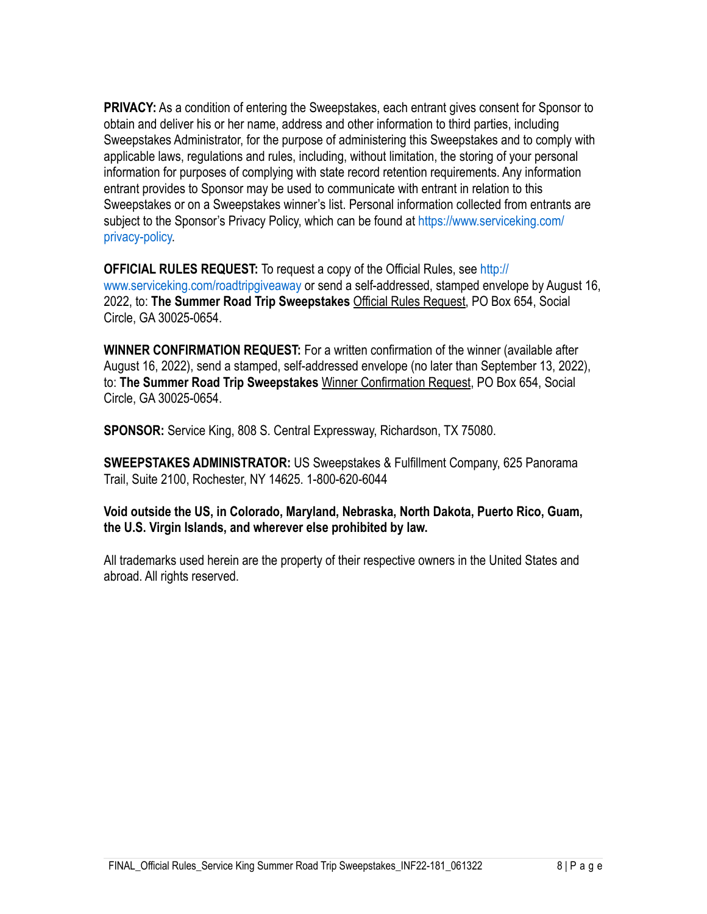**PRIVACY:** As a condition of entering the Sweepstakes, each entrant gives consent for Sponsor to obtain and deliver his or her name, address and other information to third parties, including Sweepstakes Administrator, for the purpose of administering this Sweepstakes and to comply with applicable laws, regulations and rules, including, without limitation, the storing of your personal information for purposes of complying with state record retention requirements. Any information entrant provides to Sponsor may be used to communicate with entrant in relation to this Sweepstakes or on a Sweepstakes winner's list. Personal information collected from entrants are subject to the Sponsor's Privacy Policy, which can be found at https://www.serviceking.com/privacy-policy.

**OFFICIAL RULES REQUEST:** To request a copy of the Official Rules, see http://www.serviceking.com/roadtripgiveaway or send a self-addressed, stamped envelope by August 16, 2022, to: **The Summer Road Trip Sweepstakes** Official Rules Request, PO Box 654, Social Circle, GA 30025-0654.

**WINNER CONFIRMATION REQUEST:** For a written confirmation of the winner (available after August 16, 2022), send a stamped, self-addressed envelope (no later than September 13, 2022), to: **The Summer Road Trip Sweepstakes** Winner Confirmation Request, PO Box 654, Social Circle, GA 30025-0654.

**SPONSOR:** Service King, 808 S. Central Expressway, Richardson, TX 75080.

**SWEEPSTAKES ADMINISTRATOR:** US Sweepstakes & Fulfillment Company, 625 Panorama Trail, Suite 2100, Rochester, NY 14625. 1-800-620-6044

**Void outside the US, in Colorado, Maryland, Nebraska, North Dakota, Puerto Rico, Guam, the U.S. Virgin Islands, and wherever else prohibited by law.**

All trademarks used herein are the property of their respective owners in the United States and abroad. All rights reserved.